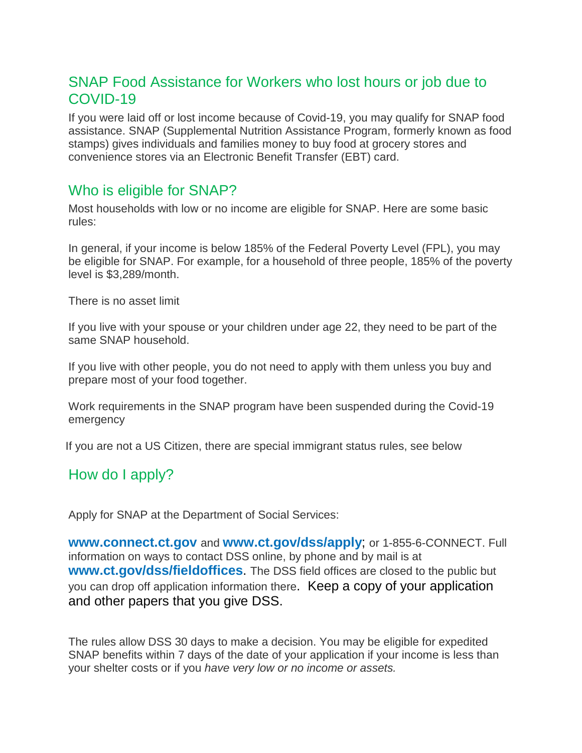## SNAP Food Assistance for Workers who lost hours or job due to COVID-19

If you were laid off or lost income because of Covid-19, you may qualify for SNAP food assistance. SNAP (Supplemental Nutrition Assistance Program, formerly known as food stamps) gives individuals and families money to buy food at grocery stores and convenience stores via an Electronic Benefit Transfer (EBT) card.

## Who is eligible for SNAP?

Most households with low or no income are eligible for SNAP. Here are some basic rules:

In general, if your income is below 185% of the Federal Poverty Level (FPL), you may be eligible for SNAP. For example, for a household of three people, 185% of the poverty level is $3,289/month.

There is no asset limit

If you live with your spouse or your children under age 22, they need to be part of the same SNAP household.

If you live with other people, you do not need to apply with them unless you buy and prepare most of your food together.

Work requirements in the SNAP program have been suspended during the Covid-19 emergency

If you are not a US Citizen, there are special immigrant status rules, see below

## How do I apply?

Apply for SNAP at the Department of Social Services:

**www.connect.ct.gov** and **www.ct.gov/dss/apply**; or 1-855-6-CONNECT. Full information on ways to contact DSS online, by phone and by mail is at **www.ct.gov/dss/fieldoffices**. The DSS field offices are closed to the public but you can drop off application information there. Keep a copy of your application and other papers that you give DSS.

The rules allow DSS 30 days to make a decision. You may be eligible for expedited SNAP benefits within 7 days of the date of your application if your income is less than your shelter costs or if you *have very low or no income or assets.*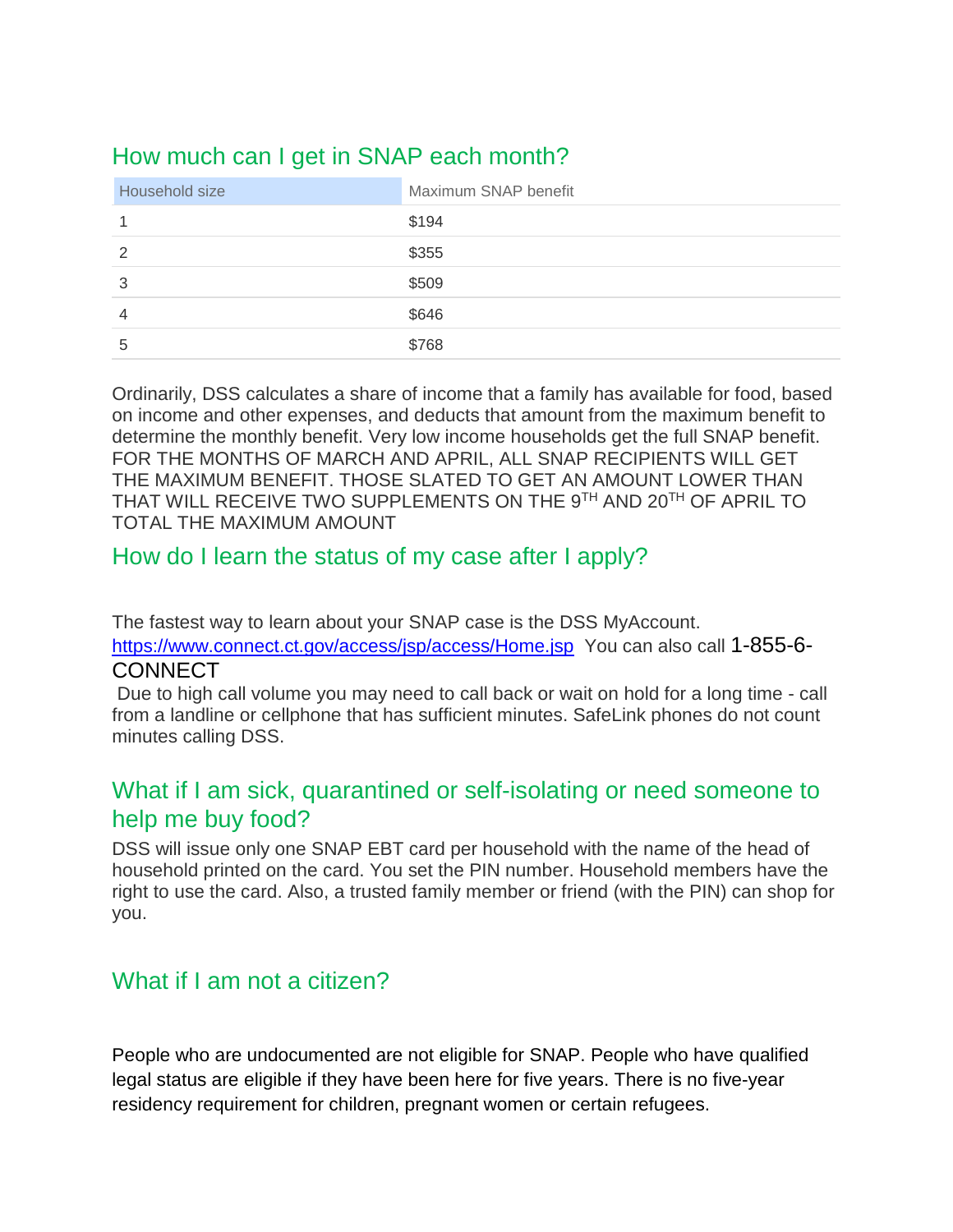## How much can I get in SNAP each month?

| Household size | Maximum SNAP benefit |
| --- | --- |
| 1 | $194 |
| 2 | $355 |
| 3 | $509 |
| 4 | $646 |
| 5 | $768 |

Ordinarily, DSS calculates a share of income that a family has available for food, based on income and other expenses, and deducts that amount from the maximum benefit to determine the monthly benefit. Very low income households get the full SNAP benefit. FOR THE MONTHS OF MARCH AND APRIL, ALL SNAP RECIPIENTS WILL GET THE MAXIMUM BENEFIT. THOSE SLATED TO GET AN AMOUNT LOWER THAN THAT WILL RECEIVE TWO SUPPLEMENTS ON THE 9TH AND 20TH OF APRIL TO TOTAL THE MAXIMUM AMOUNT

## How do I learn the status of my case after I apply?

The fastest way to learn about your SNAP case is the DSS MyAccount. https://www.connect.ct.gov/access/jsp/access/Home.jsp You can also call 1-855-6-CONNECT

Due to high call volume you may need to call back or wait on hold for a long time - call from a landline or cellphone that has sufficient minutes. SafeLink phones do not count minutes calling DSS.

## What if I am sick, quarantined or self-isolating or need someone to help me buy food?

DSS will issue only one SNAP EBT card per household with the name of the head of household printed on the card. You set the PIN number. Household members have the right to use the card. Also, a trusted family member or friend (with the PIN) can shop for you.

## What if I am not a citizen?

People who are undocumented are not eligible for SNAP. People who have qualified legal status are eligible if they have been here for five years. There is no five-year residency requirement for children, pregnant women or certain refugees.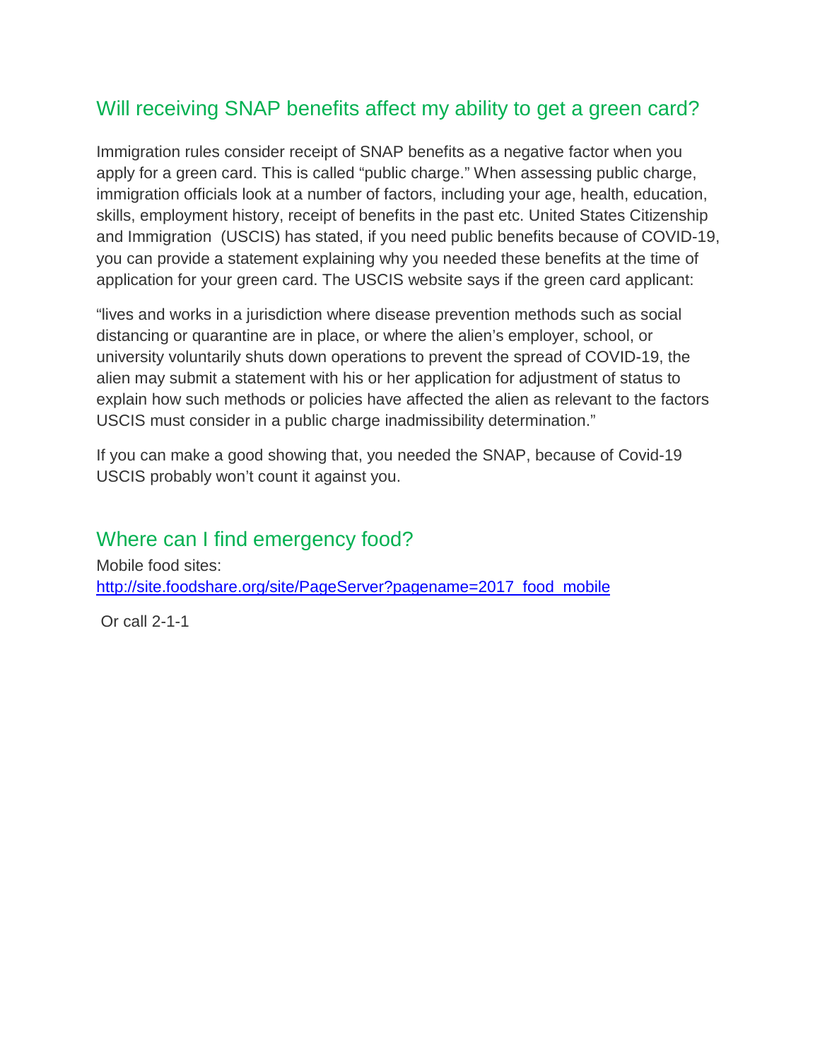## Will receiving SNAP benefits affect my ability to get a green card?

Immigration rules consider receipt of SNAP benefits as a negative factor when you apply for a green card. This is called "public charge." When assessing public charge, immigration officials look at a number of factors, including your age, health, education, skills, employment history, receipt of benefits in the past etc. United States Citizenship and Immigration (USCIS) has stated, if you need public benefits because of COVID-19, you can provide a statement explaining why you needed these benefits at the time of application for your green card. The USCIS website says if the green card applicant:

"lives and works in a jurisdiction where disease prevention methods such as social distancing or quarantine are in place, or where the alien's employer, school, or university voluntarily shuts down operations to prevent the spread of COVID-19, the alien may submit a statement with his or her application for adjustment of status to explain how such methods or policies have affected the alien as relevant to the factors USCIS must consider in a public charge inadmissibility determination."

If you can make a good showing that, you needed the SNAP, because of Covid-19 USCIS probably won't count it against you.

## Where can I find emergency food?

Mobile food sites:
[http://site.foodshare.org/site/PageServer?pagename=2017_food_mobile](http://site.foodshare.org/site/PageServer?pagename=2017_food_mobile)

Or call 2-1-1